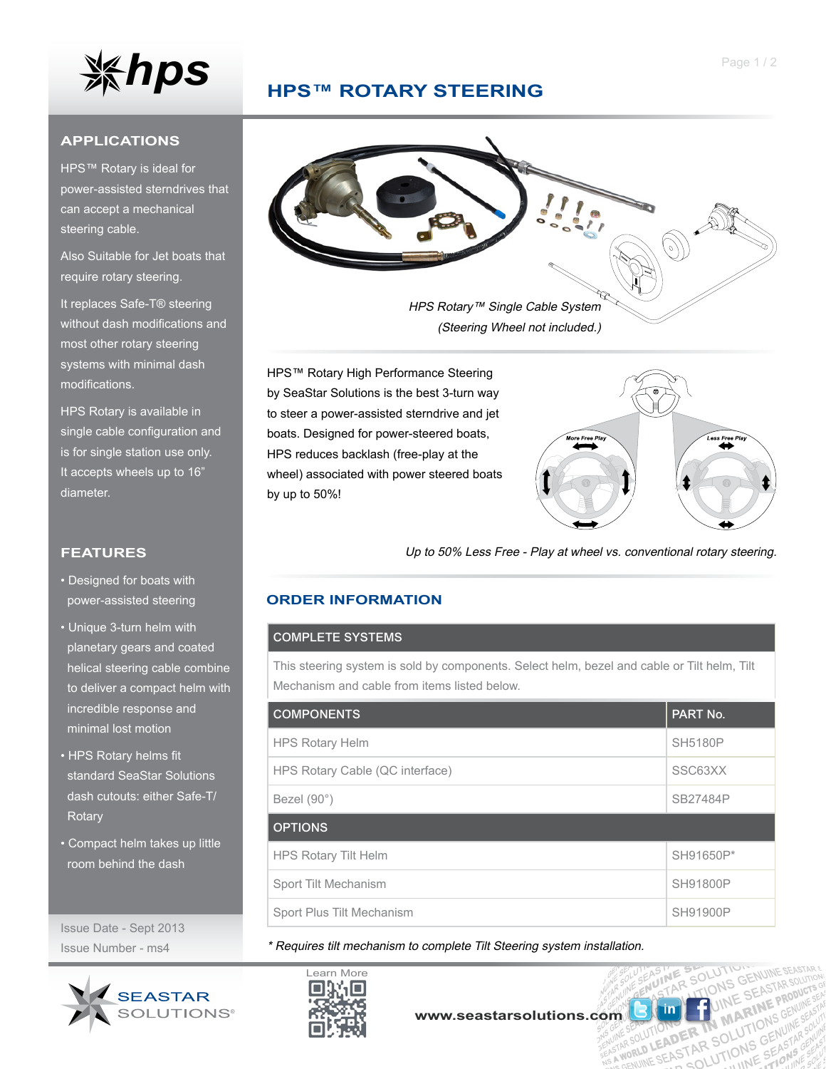# HPS™ ROTARY STEERING

## APPLICATIONS

HPS™ Rotary is ideal for power-assisted sterndrives that can accept a mechanical steering cable.

Also Suitable for Jet boats that require rotary steering.

It replaces Safe-T® steering without dash modifications and most other rotary steering systems with minimal dash modifications.

HPS Rotary is available in single cable configuration and is for single station use only. It accepts wheels up to 16" diameter.

## FEATURES

- Designed for boats with power-assisted steering
- Unique 3-turn helm with planetary gears and coated helical steering cable combine to deliver a compact helm with incredible response and minimal lost motion
- HPS Rotary helms fit standard SeaStar Solutions dash cutouts: either Safe-T/ Rotary
- Compact helm takes up little room behind the dash

Issue Date - Sept 2013

Issue Number - ms4

*HPS Rotary™ Single Cable System*

*(Steering Wheel not included.)*

HPS™ Rotary High Performance Steering by SeaStar Solutions is the best 3-turn way to steer a power-assisted sterndrive and jet boats. Designed for power-steered boats, HPS reduces backlash (free-play at the wheel) associated with power steered boats by up to 50%!

More Free Play

Less Free Play

*Up to 50% Less Free - Play at wheel vs. conventional rotary steering.*

## ORDER INFORMATION

| COMPLETE SYSTEMS | |
|---|---|
| This steering system is sold by components. Select helm, bezel and cable or Tilt helm, Tilt Mechanism and cable from items listed below. | |
| **COMPONENTS** | **PART No.** |
| HPS Rotary Helm | SH5180P |
| HPS Rotary Cable (QC interface) | SSC63XX |
| Bezel (90°) | SB27484P |
| **OPTIONS** | |
| HPS Rotary Tilt Helm | SH91650P* |
| Sport Tilt Mechanism | SH91800P |
| Sport Plus Tilt Mechanism | SH91900P |

*\* Requires tilt mechanism to complete Tilt Steering system installation.*

Learn More

www.seastarsolutions.com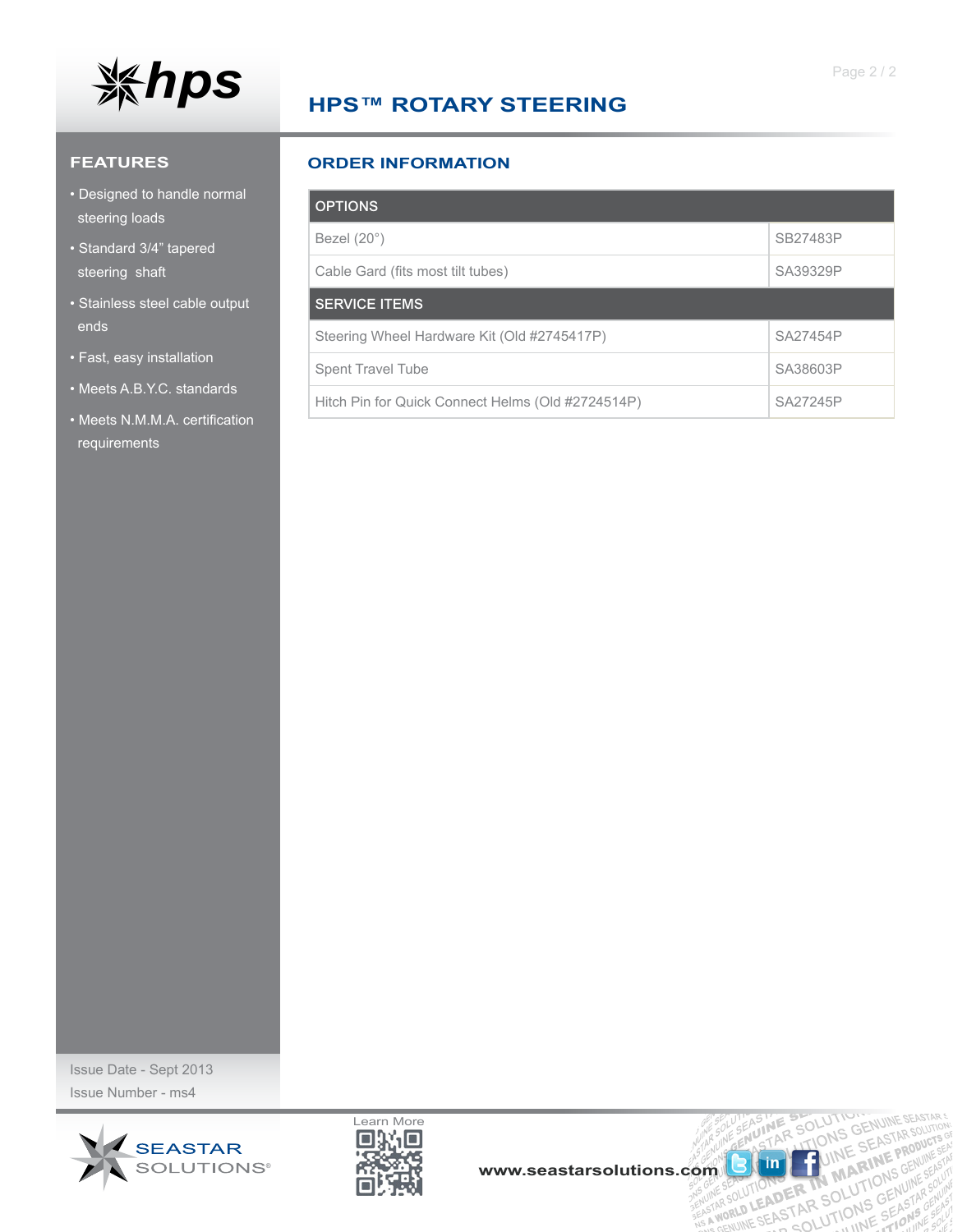# HPS™ ROTARY STEERING

## FEATURES

- Designed to handle normal steering loads
- Standard 3/4" tapered steering shaft
- Stainless steel cable output ends
- Fast, easy installation
- Meets A.B.Y.C. standards
- Meets N.M.M.A. certification requirements

Issue Date - Sept 2013

Issue Number - ms4

## ORDER INFORMATION

| OPTIONS | |
|---|---|
| Bezel (20°) | SB27483P |
| Cable Gard (fits most tilt tubes) | SA39329P |
| **SERVICE ITEMS** | |
| Steering Wheel Hardware Kit (Old #2745417P) | SA27454P |
| Spent Travel Tube | SA38603P |
| Hitch Pin for Quick Connect Helms (Old #2724514P) | SA27245P |

Learn More

www.seastarsolutions.com